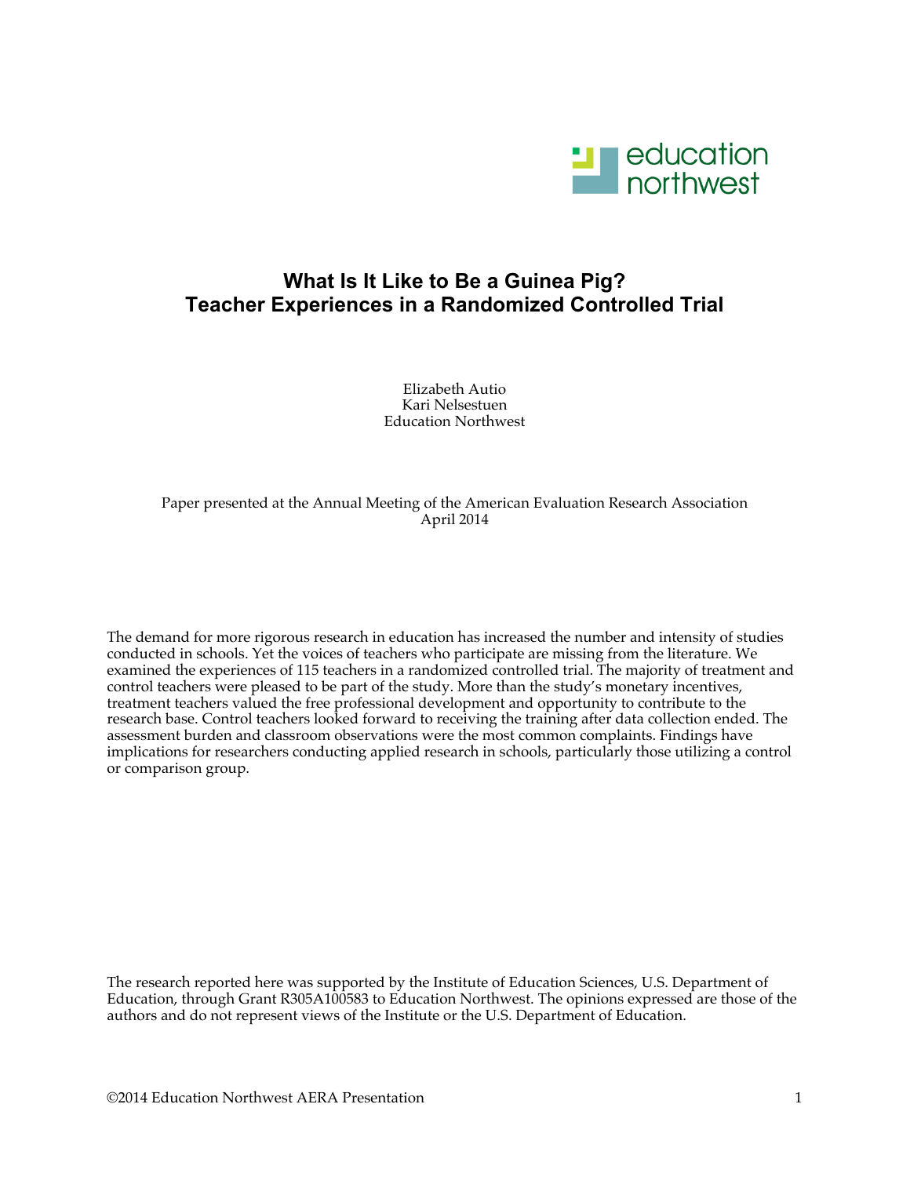# What Is It Like to Be a Guinea Pig?
# Teacher Experiences in a Randomized Controlled Trial

Elizabeth Autio
Kari Nelsestuen
Education Northwest

Paper presented at the Annual Meeting of the American Evaluation Research Association
April 2014

The demand for more rigorous research in education has increased the number and intensity of studies conducted in schools. Yet the voices of teachers who participate are missing from the literature. We examined the experiences of 115 teachers in a randomized controlled trial. The majority of treatment and control teachers were pleased to be part of the study. More than the study's monetary incentives, treatment teachers valued the free professional development and opportunity to contribute to the research base. Control teachers looked forward to receiving the training after data collection ended. The assessment burden and classroom observations were the most common complaints. Findings have implications for researchers conducting applied research in schools, particularly those utilizing a control or comparison group.

The research reported here was supported by the Institute of Education Sciences, U.S. Department of Education, through Grant R305A100583 to Education Northwest. The opinions expressed are those of the authors and do not represent views of the Institute or the U.S. Department of Education.

©2014 Education Northwest AERA Presentation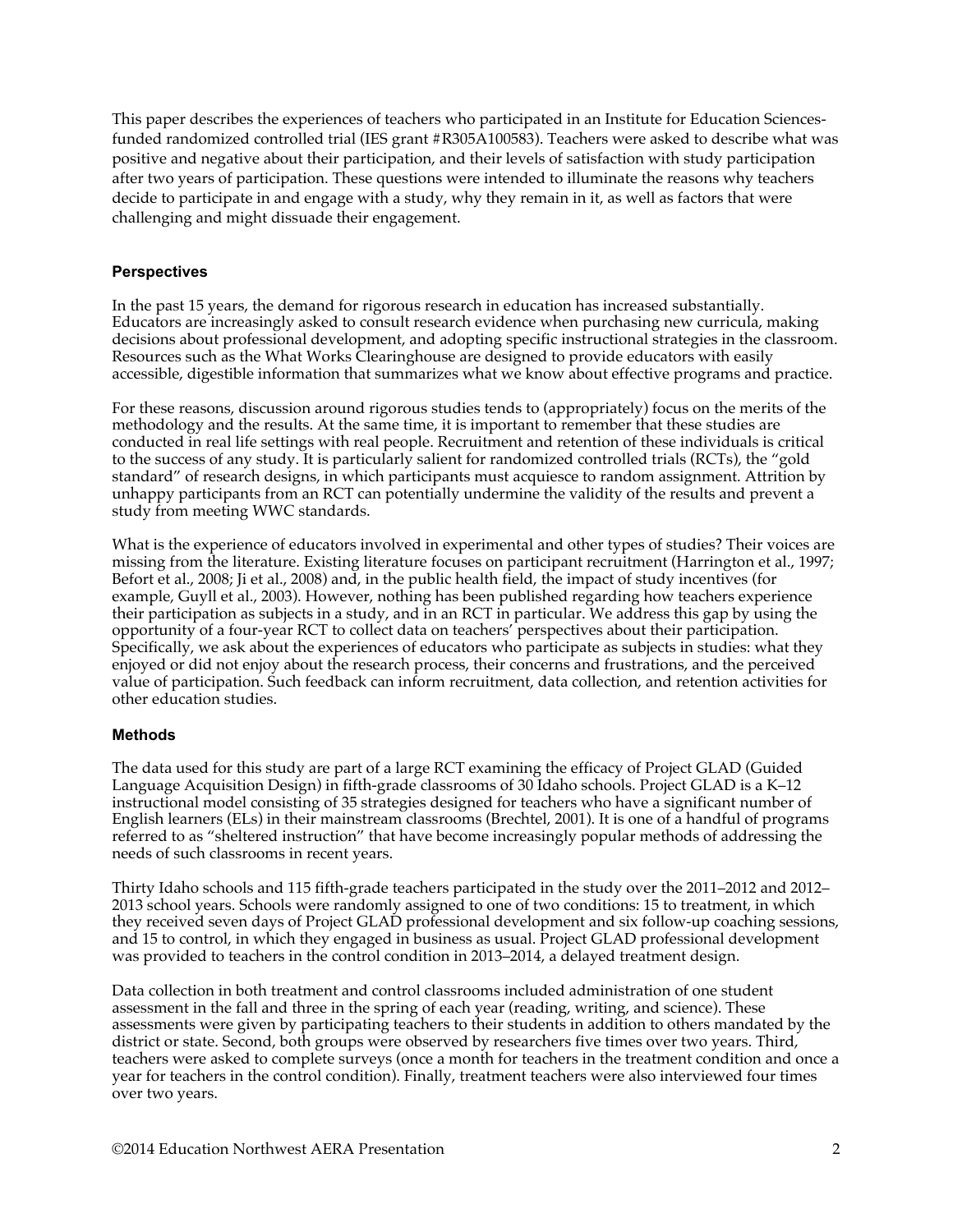This paper describes the experiences of teachers who participated in an Institute for Education Sciences-funded randomized controlled trial (IES grant #R305A100583). Teachers were asked to describe what was positive and negative about their participation, and their levels of satisfaction with study participation after two years of participation. These questions were intended to illuminate the reasons why teachers decide to participate in and engage with a study, why they remain in it, as well as factors that were challenging and might dissuade their engagement.

### Perspectives

In the past 15 years, the demand for rigorous research in education has increased substantially. Educators are increasingly asked to consult research evidence when purchasing new curricula, making decisions about professional development, and adopting specific instructional strategies in the classroom. Resources such as the What Works Clearinghouse are designed to provide educators with easily accessible, digestible information that summarizes what we know about effective programs and practice.

For these reasons, discussion around rigorous studies tends to (appropriately) focus on the merits of the methodology and the results. At the same time, it is important to remember that these studies are conducted in real life settings with real people. Recruitment and retention of these individuals is critical to the success of any study. It is particularly salient for randomized controlled trials (RCTs), the "gold standard" of research designs, in which participants must acquiesce to random assignment. Attrition by unhappy participants from an RCT can potentially undermine the validity of the results and prevent a study from meeting WWC standards.

What is the experience of educators involved in experimental and other types of studies? Their voices are missing from the literature. Existing literature focuses on participant recruitment (Harrington et al., 1997; Befort et al., 2008; Ji et al., 2008) and, in the public health field, the impact of study incentives (for example, Guyll et al., 2003). However, nothing has been published regarding how teachers experience their participation as subjects in a study, and in an RCT in particular. We address this gap by using the opportunity of a four-year RCT to collect data on teachers' perspectives about their participation. Specifically, we ask about the experiences of educators who participate as subjects in studies: what they enjoyed or did not enjoy about the research process, their concerns and frustrations, and the perceived value of participation. Such feedback can inform recruitment, data collection, and retention activities for other education studies.

### Methods

The data used for this study are part of a large RCT examining the efficacy of Project GLAD (Guided Language Acquisition Design) in fifth-grade classrooms of 30 Idaho schools. Project GLAD is a K–12 instructional model consisting of 35 strategies designed for teachers who have a significant number of English learners (ELs) in their mainstream classrooms (Brechtel, 2001). It is one of a handful of programs referred to as "sheltered instruction" that have become increasingly popular methods of addressing the needs of such classrooms in recent years.

Thirty Idaho schools and 115 fifth-grade teachers participated in the study over the 2011–2012 and 2012–2013 school years. Schools were randomly assigned to one of two conditions: 15 to treatment, in which they received seven days of Project GLAD professional development and six follow-up coaching sessions, and 15 to control, in which they engaged in business as usual. Project GLAD professional development was provided to teachers in the control condition in 2013–2014, a delayed treatment design.

Data collection in both treatment and control classrooms included administration of one student assessment in the fall and three in the spring of each year (reading, writing, and science). These assessments were given by participating teachers to their students in addition to others mandated by the district or state. Second, both groups were observed by researchers five times over two years. Third, teachers were asked to complete surveys (once a month for teachers in the treatment condition and once a year for teachers in the control condition). Finally, treatment teachers were also interviewed four times over two years.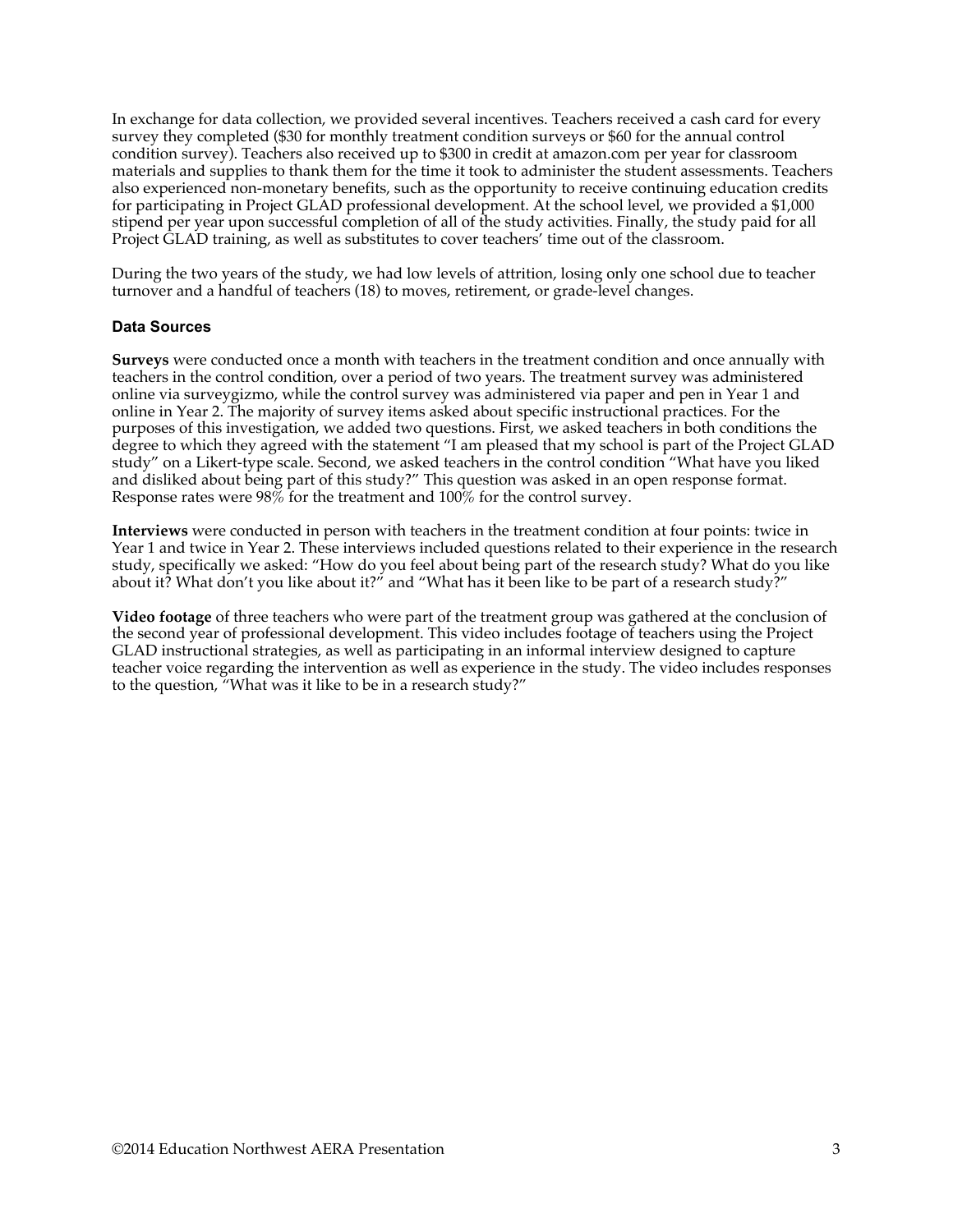In exchange for data collection, we provided several incentives. Teachers received a cash card for every survey they completed ($30 for monthly treatment condition surveys or $60 for the annual control condition survey). Teachers also received up to $300 in credit at amazon.com per year for classroom materials and supplies to thank them for the time it took to administer the student assessments. Teachers also experienced non-monetary benefits, such as the opportunity to receive continuing education credits for participating in Project GLAD professional development. At the school level, we provided a $1,000 stipend per year upon successful completion of all of the study activities. Finally, the study paid for all Project GLAD training, as well as substitutes to cover teachers' time out of the classroom.

During the two years of the study, we had low levels of attrition, losing only one school due to teacher turnover and a handful of teachers (18) to moves, retirement, or grade-level changes.

### Data Sources

**Surveys** were conducted once a month with teachers in the treatment condition and once annually with teachers in the control condition, over a period of two years. The treatment survey was administered online via surveygizmo, while the control survey was administered via paper and pen in Year 1 and online in Year 2. The majority of survey items asked about specific instructional practices. For the purposes of this investigation, we added two questions. First, we asked teachers in both conditions the degree to which they agreed with the statement "I am pleased that my school is part of the Project GLAD study" on a Likert-type scale. Second, we asked teachers in the control condition "What have you liked and disliked about being part of this study?" This question was asked in an open response format. Response rates were 98% for the treatment and 100% for the control survey.

**Interviews** were conducted in person with teachers in the treatment condition at four points: twice in Year 1 and twice in Year 2. These interviews included questions related to their experience in the research study, specifically we asked: "How do you feel about being part of the research study? What do you like about it? What don't you like about it?" and "What has it been like to be part of a research study?"

**Video footage** of three teachers who were part of the treatment group was gathered at the conclusion of the second year of professional development. This video includes footage of teachers using the Project GLAD instructional strategies, as well as participating in an informal interview designed to capture teacher voice regarding the intervention as well as experience in the study. The video includes responses to the question, "What was it like to be in a research study?"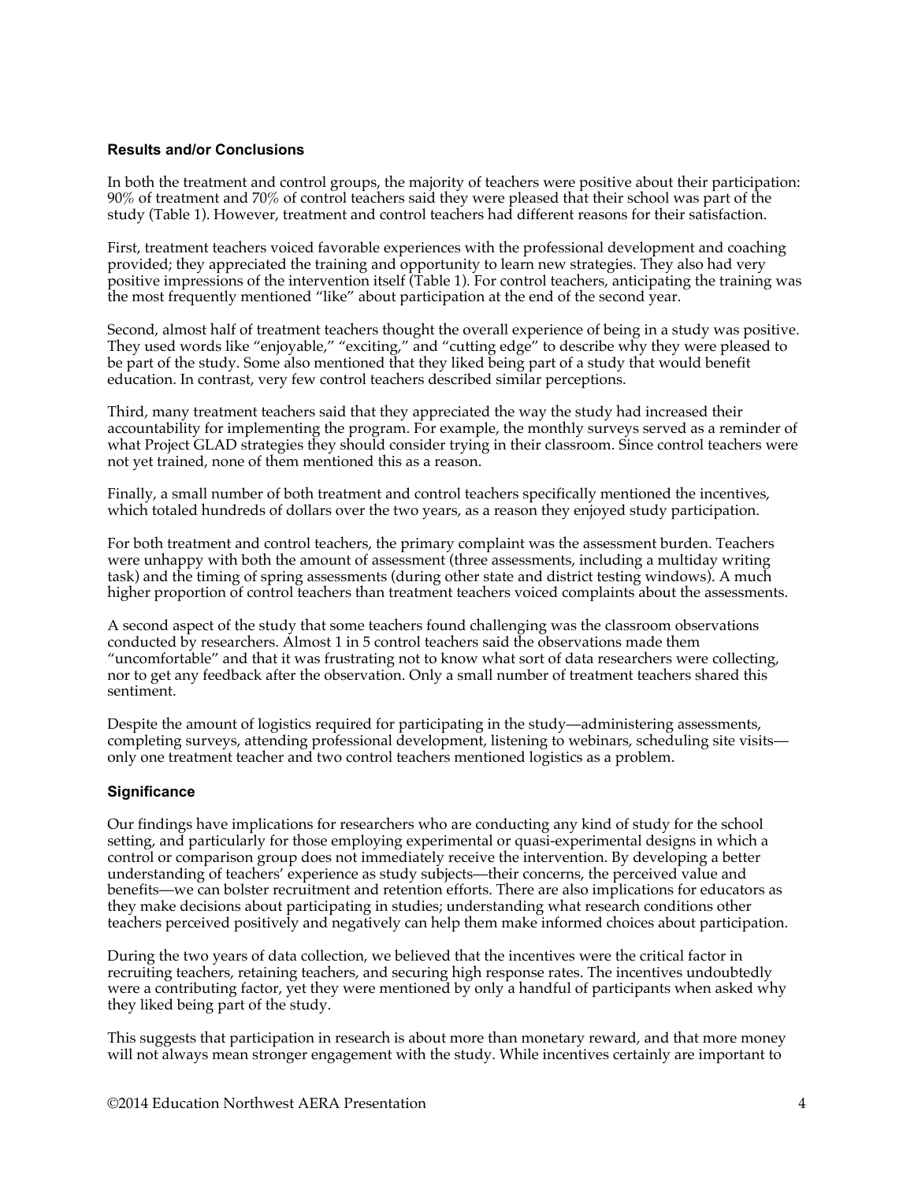### Results and/or Conclusions

In both the treatment and control groups, the majority of teachers were positive about their participation: 90% of treatment and 70% of control teachers said they were pleased that their school was part of the study (Table 1). However, treatment and control teachers had different reasons for their satisfaction.

First, treatment teachers voiced favorable experiences with the professional development and coaching provided; they appreciated the training and opportunity to learn new strategies. They also had very positive impressions of the intervention itself (Table 1). For control teachers, anticipating the training was the most frequently mentioned "like" about participation at the end of the second year.

Second, almost half of treatment teachers thought the overall experience of being in a study was positive. They used words like "enjoyable," "exciting," and "cutting edge" to describe why they were pleased to be part of the study. Some also mentioned that they liked being part of a study that would benefit education. In contrast, very few control teachers described similar perceptions.

Third, many treatment teachers said that they appreciated the way the study had increased their accountability for implementing the program. For example, the monthly surveys served as a reminder of what Project GLAD strategies they should consider trying in their classroom. Since control teachers were not yet trained, none of them mentioned this as a reason.

Finally, a small number of both treatment and control teachers specifically mentioned the incentives, which totaled hundreds of dollars over the two years, as a reason they enjoyed study participation.

For both treatment and control teachers, the primary complaint was the assessment burden. Teachers were unhappy with both the amount of assessment (three assessments, including a multiday writing task) and the timing of spring assessments (during other state and district testing windows). A much higher proportion of control teachers than treatment teachers voiced complaints about the assessments.

A second aspect of the study that some teachers found challenging was the classroom observations conducted by researchers. Almost 1 in 5 control teachers said the observations made them "uncomfortable" and that it was frustrating not to know what sort of data researchers were collecting, nor to get any feedback after the observation. Only a small number of treatment teachers shared this sentiment.

Despite the amount of logistics required for participating in the study—administering assessments, completing surveys, attending professional development, listening to webinars, scheduling site visits—only one treatment teacher and two control teachers mentioned logistics as a problem.

### Significance

Our findings have implications for researchers who are conducting any kind of study for the school setting, and particularly for those employing experimental or quasi-experimental designs in which a control or comparison group does not immediately receive the intervention. By developing a better understanding of teachers' experience as study subjects—their concerns, the perceived value and benefits—we can bolster recruitment and retention efforts. There are also implications for educators as they make decisions about participating in studies; understanding what research conditions other teachers perceived positively and negatively can help them make informed choices about participation.

During the two years of data collection, we believed that the incentives were the critical factor in recruiting teachers, retaining teachers, and securing high response rates. The incentives undoubtedly were a contributing factor, yet they were mentioned by only a handful of participants when asked why they liked being part of the study.

This suggests that participation in research is about more than monetary reward, and that more money will not always mean stronger engagement with the study. While incentives certainly are important to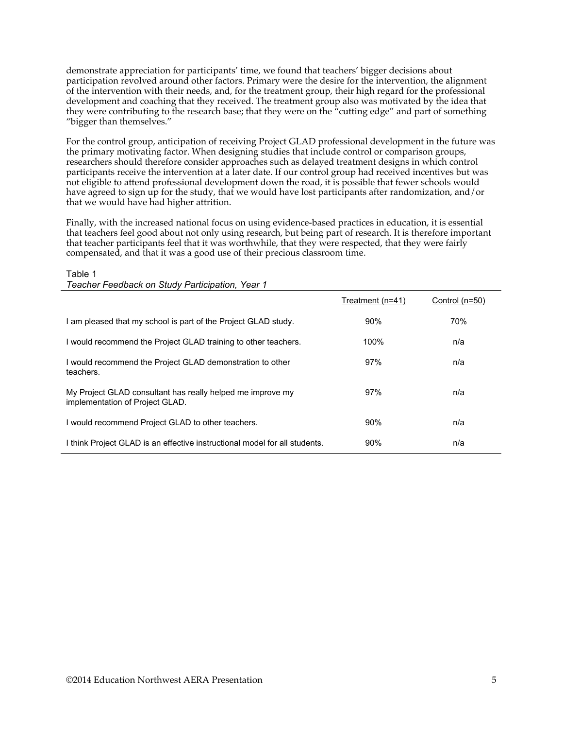demonstrate appreciation for participants' time, we found that teachers' bigger decisions about participation revolved around other factors. Primary were the desire for the intervention, the alignment of the intervention with their needs, and, for the treatment group, their high regard for the professional development and coaching that they received. The treatment group also was motivated by the idea that they were contributing to the research base; that they were on the "cutting edge" and part of something "bigger than themselves."

For the control group, anticipation of receiving Project GLAD professional development in the future was the primary motivating factor. When designing studies that include control or comparison groups, researchers should therefore consider approaches such as delayed treatment designs in which control participants receive the intervention at a later date. If our control group had received incentives but was not eligible to attend professional development down the road, it is possible that fewer schools would have agreed to sign up for the study, that we would have lost participants after randomization, and/or that we would have had higher attrition.

Finally, with the increased national focus on using evidence-based practices in education, it is essential that teachers feel good about not only using research, but being part of research. It is therefore important that teacher participants feel that it was worthwhile, that they were respected, that they were fairly compensated, and that it was a good use of their precious classroom time.

Table 1

*Teacher Feedback on Study Participation, Year 1*

| | Treatment (n=41) | Control (n=50) |
|---|---|---|
| I am pleased that my school is part of the Project GLAD study. | 90% | 70% |
| I would recommend the Project GLAD training to other teachers. | 100% | n/a |
| I would recommend the Project GLAD demonstration to other teachers. | 97% | n/a |
| My Project GLAD consultant has really helped me improve my implementation of Project GLAD. | 97% | n/a |
| I would recommend Project GLAD to other teachers. | 90% | n/a |
| I think Project GLAD is an effective instructional model for all students. | 90% | n/a |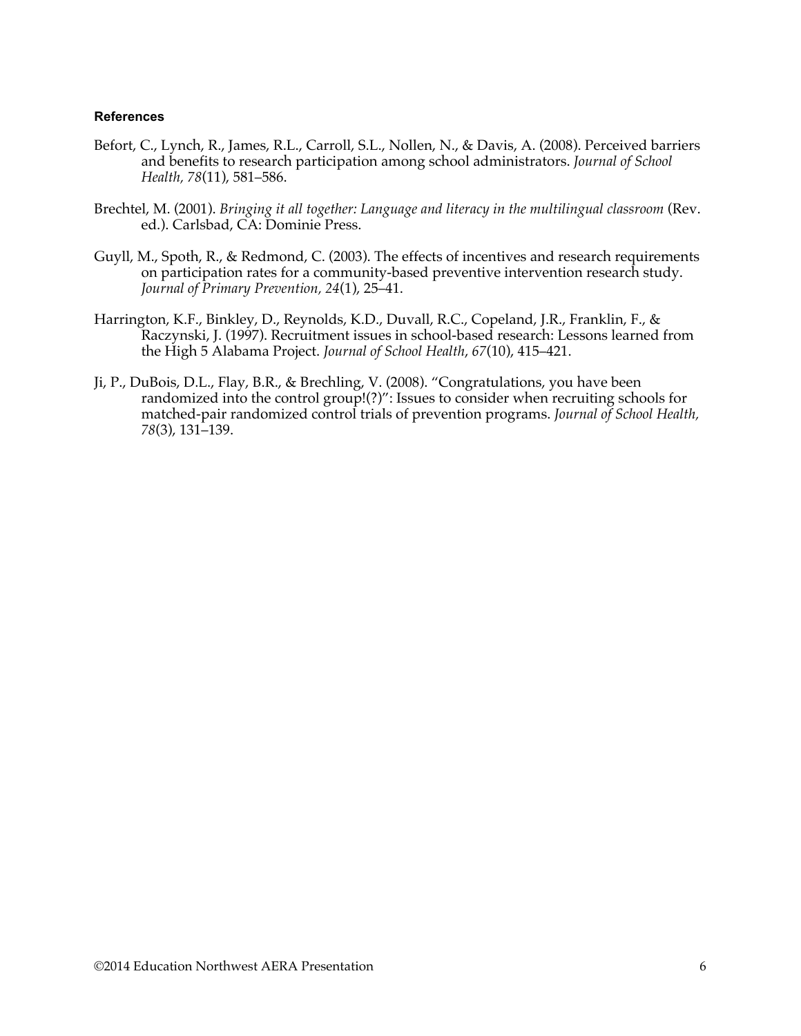### References

Befort, C., Lynch, R., James, R.L., Carroll, S.L., Nollen, N., & Davis, A. (2008). Perceived barriers and benefits to research participation among school administrators. *Journal of School Health, 78*(11), 581–586.

Brechtel, M. (2001). *Bringing it all together: Language and literacy in the multilingual classroom* (Rev. ed.). Carlsbad, CA: Dominie Press.

Guyll, M., Spoth, R., & Redmond, C. (2003). The effects of incentives and research requirements on participation rates for a community-based preventive intervention research study. *Journal of Primary Prevention*, *24*(1), 25–41.

Harrington, K.F., Binkley, D., Reynolds, K.D., Duvall, R.C., Copeland, J.R., Franklin, F., & Raczynski, J. (1997). Recruitment issues in school-based research: Lessons learned from the High 5 Alabama Project. *Journal of School Health*, *67*(10), 415–421.

Ji, P., DuBois, D.L., Flay, B.R., & Brechling, V. (2008). "Congratulations, you have been randomized into the control group!(?)": Issues to consider when recruiting schools for matched-pair randomized control trials of prevention programs. *Journal of School Health, 78*(3), 131–139.

©2014 Education Northwest AERA Presentation